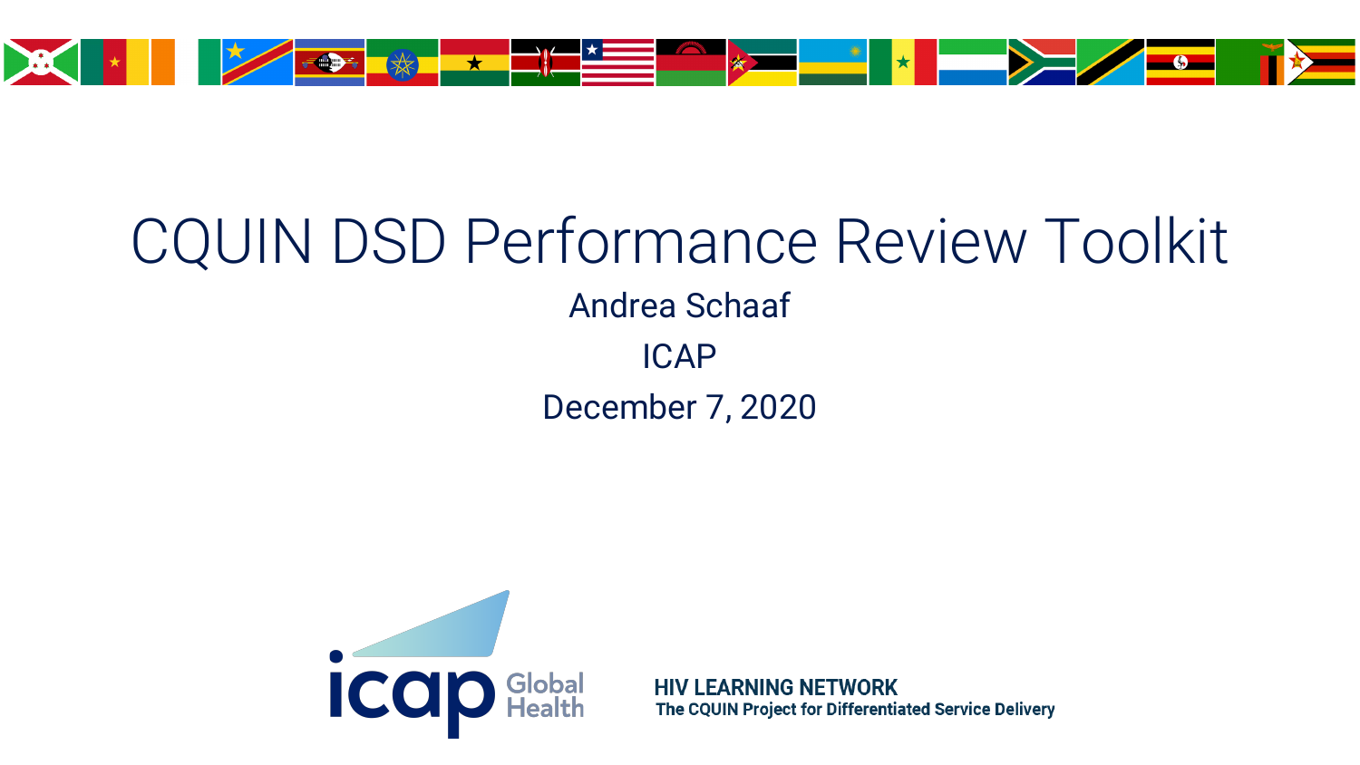# CQUIN DSD Performance Review Toolkit

Andrea Schaaf

ICAP

December 7, 2020

icap Global Health

HIV LEARNING NETWORK

The CQUIN Project for Differentiated Service Delivery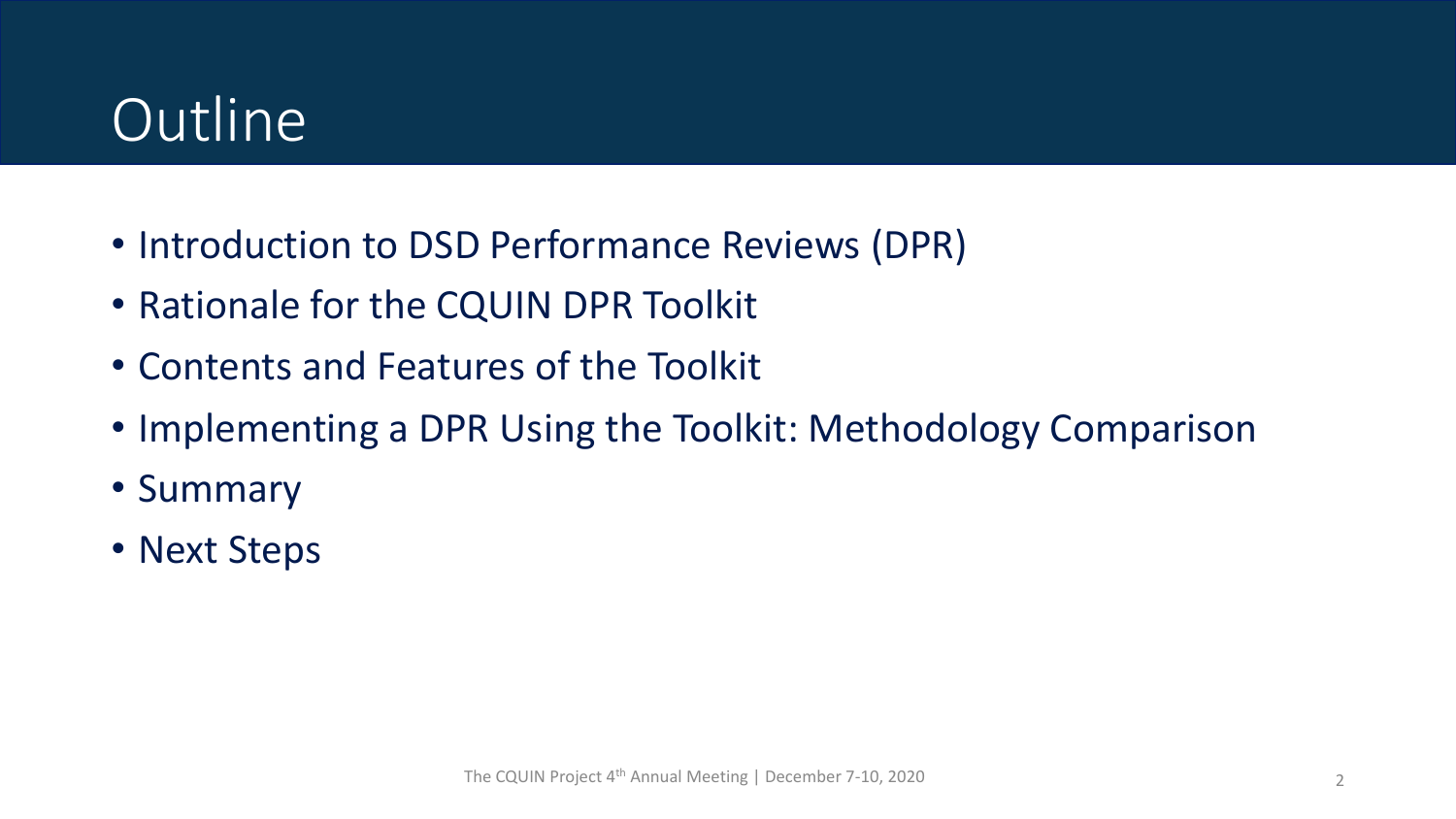# Outline

- Introduction to DSD Performance Reviews (DPR)
- Rationale for the CQUIN DPR Toolkit
- Contents and Features of the Toolkit
- Implementing a DPR Using the Toolkit: Methodology Comparison
- Summary
- Next Steps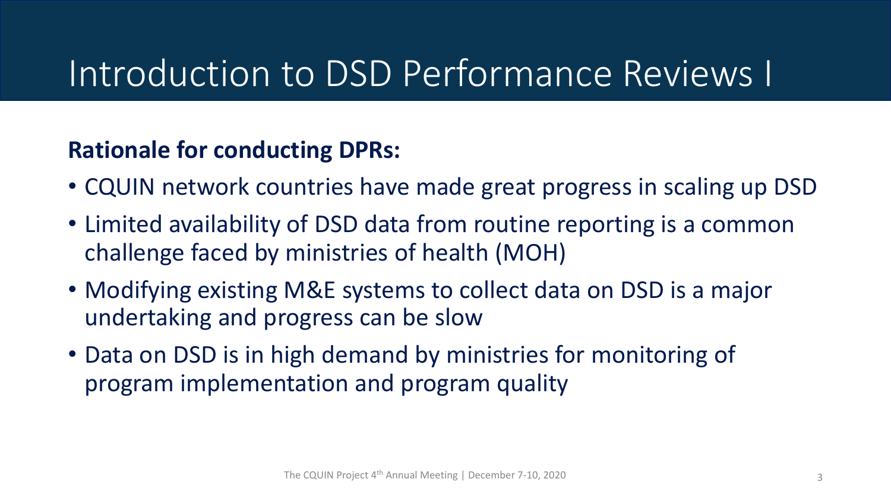# Introduction to DSD Performance Reviews I

**Rationale for conducting DPRs:**

- CQUIN network countries have made great progress in scaling up DSD
- Limited availability of DSD data from routine reporting is a common challenge faced by ministries of health (MOH)
- Modifying existing M&E systems to collect data on DSD is a major undertaking and progress can be slow
- Data on DSD is in high demand by ministries for monitoring of program implementation and program quality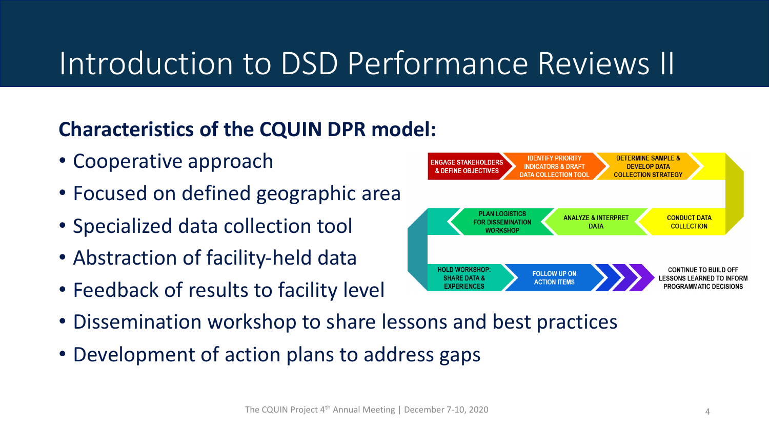# Introduction to DSD Performance Reviews II

**Characteristics of the CQUIN DPR model:**

- Cooperative approach
- Focused on defined geographic area
- Specialized data collection tool
- Abstraction of facility-held data
- Feedback of results to facility level
- Dissemination workshop to share lessons and best practices
- Development of action plans to address gaps

ENGAGE STAKEHOLDERS & DEFINE OBJECTIVES → IDENTIFY PRIORITY INDICATORS & DRAFT DATA COLLECTION TOOL → DETERMINE SAMPLE & DEVELOP DATA COLLECTION STRATEGY → CONDUCT DATA COLLECTION → ANALYZE & INTERPRET DATA → PLAN LOGISTICS FOR DISSEMINATION WORKSHOP → HOLD WORKSHOP: SHARE DATA & EXPERIENCES → FOLLOW UP ON ACTION ITEMS → CONTINUE TO BUILD OFF LESSONS LEARNED TO INFORM PROGRAMMATIC DECISIONS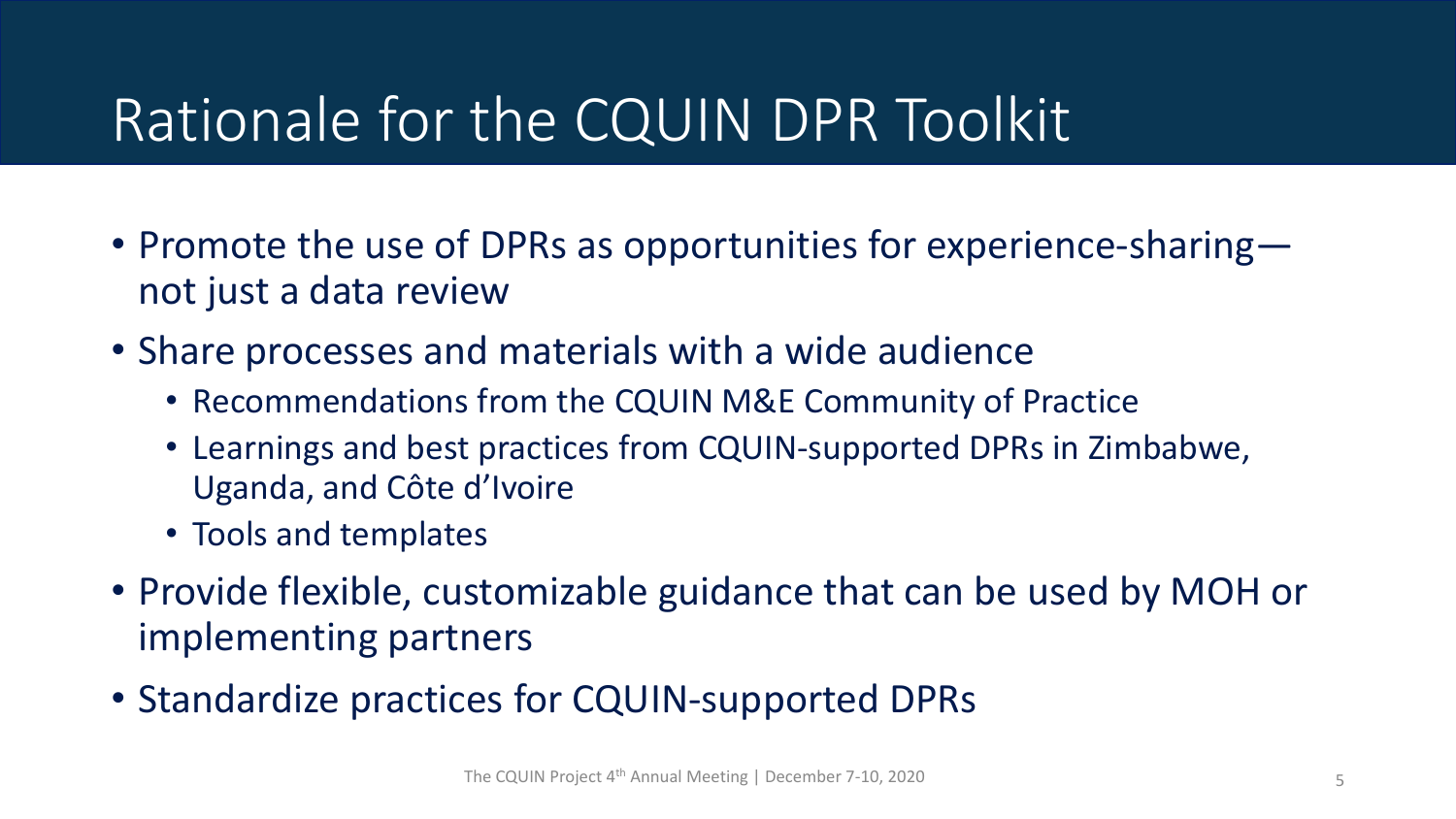# Rationale for the CQUIN DPR Toolkit

- Promote the use of DPRs as opportunities for experience-sharing—not just a data review
- Share processes and materials with a wide audience
  - Recommendations from the CQUIN M&E Community of Practice
  - Learnings and best practices from CQUIN-supported DPRs in Zimbabwe, Uganda, and Côte d'Ivoire
  - Tools and templates
- Provide flexible, customizable guidance that can be used by MOH or implementing partners
- Standardize practices for CQUIN-supported DPRs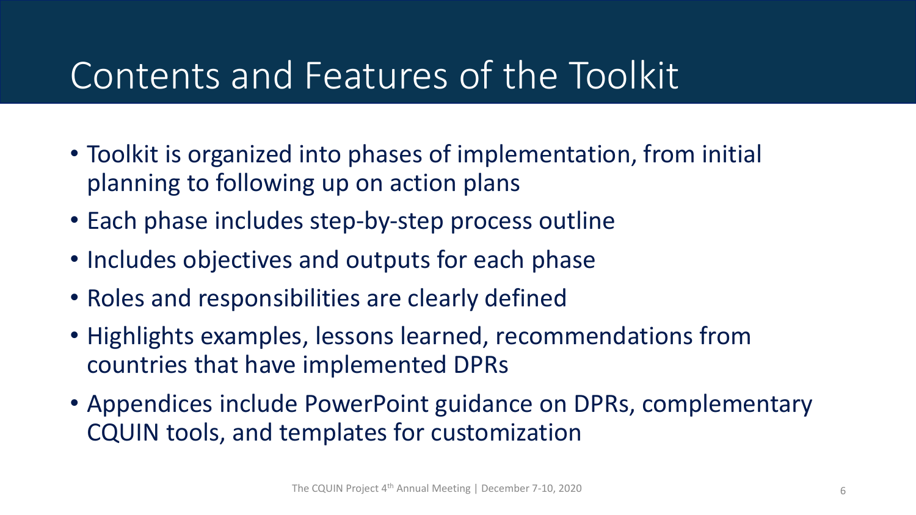# Contents and Features of the Toolkit

- Toolkit is organized into phases of implementation, from initial planning to following up on action plans
- Each phase includes step-by-step process outline
- Includes objectives and outputs for each phase
- Roles and responsibilities are clearly defined
- Highlights examples, lessons learned, recommendations from countries that have implemented DPRs
- Appendices include PowerPoint guidance on DPRs, complementary CQUIN tools, and templates for customization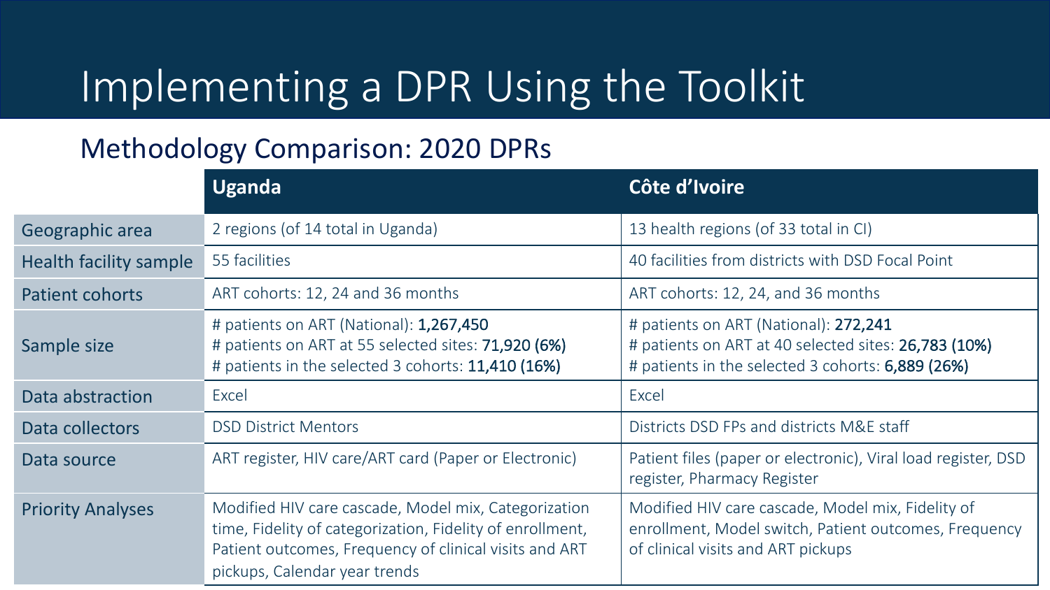# Implementing a DPR Using the Toolkit

## Methodology Comparison: 2020 DPRs

| | **Uganda** | **Côte d'Ivoire** |
|---|---|---|
| Geographic area | 2 regions (of 14 total in Uganda) | 13 health regions (of 33 total in CI) |
| Health facility sample | 55 facilities | 40 facilities from districts with DSD Focal Point |
| Patient cohorts | ART cohorts: 12, 24 and 36 months | ART cohorts: 12, 24, and 36 months |
| Sample size | # patients on ART (National): **1,267,450**<br># patients on ART at 55 selected sites: **71,920 (6%)**<br># patients in the selected 3 cohorts: **11,410 (16%)** | # patients on ART (National): **272,241**<br># patients on ART at 40 selected sites: **26,783 (10%)**<br># patients in the selected 3 cohorts: **6,889 (26%)** |
| Data abstraction | Excel | Excel |
| Data collectors | DSD District Mentors | Districts DSD FPs and districts M&E staff |
| Data source | ART register, HIV care/ART card (Paper or Electronic) | Patient files (paper or electronic), Viral load register, DSD register, Pharmacy Register |
| Priority Analyses | Modified HIV care cascade, Model mix, Categorization time, Fidelity of categorization, Fidelity of enrollment, Patient outcomes, Frequency of clinical visits and ART pickups, Calendar year trends | Modified HIV care cascade, Model mix, Fidelity of enrollment, Model switch, Patient outcomes, Frequency of clinical visits and ART pickups |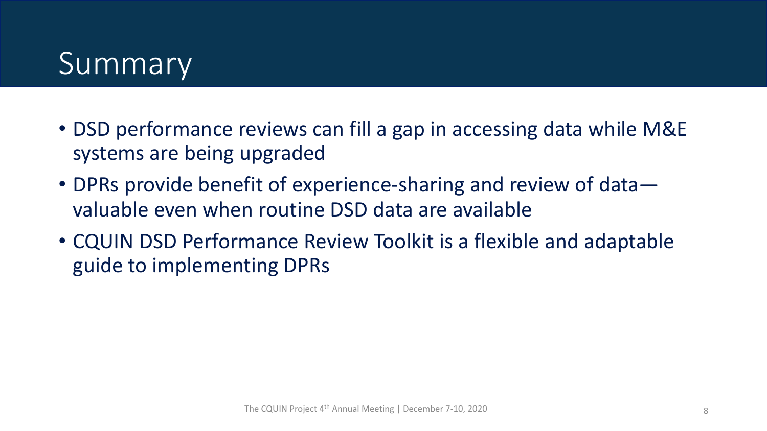# Summary

- DSD performance reviews can fill a gap in accessing data while M&E systems are being upgraded
- DPRs provide benefit of experience-sharing and review of data—valuable even when routine DSD data are available
- CQUIN DSD Performance Review Toolkit is a flexible and adaptable guide to implementing DPRs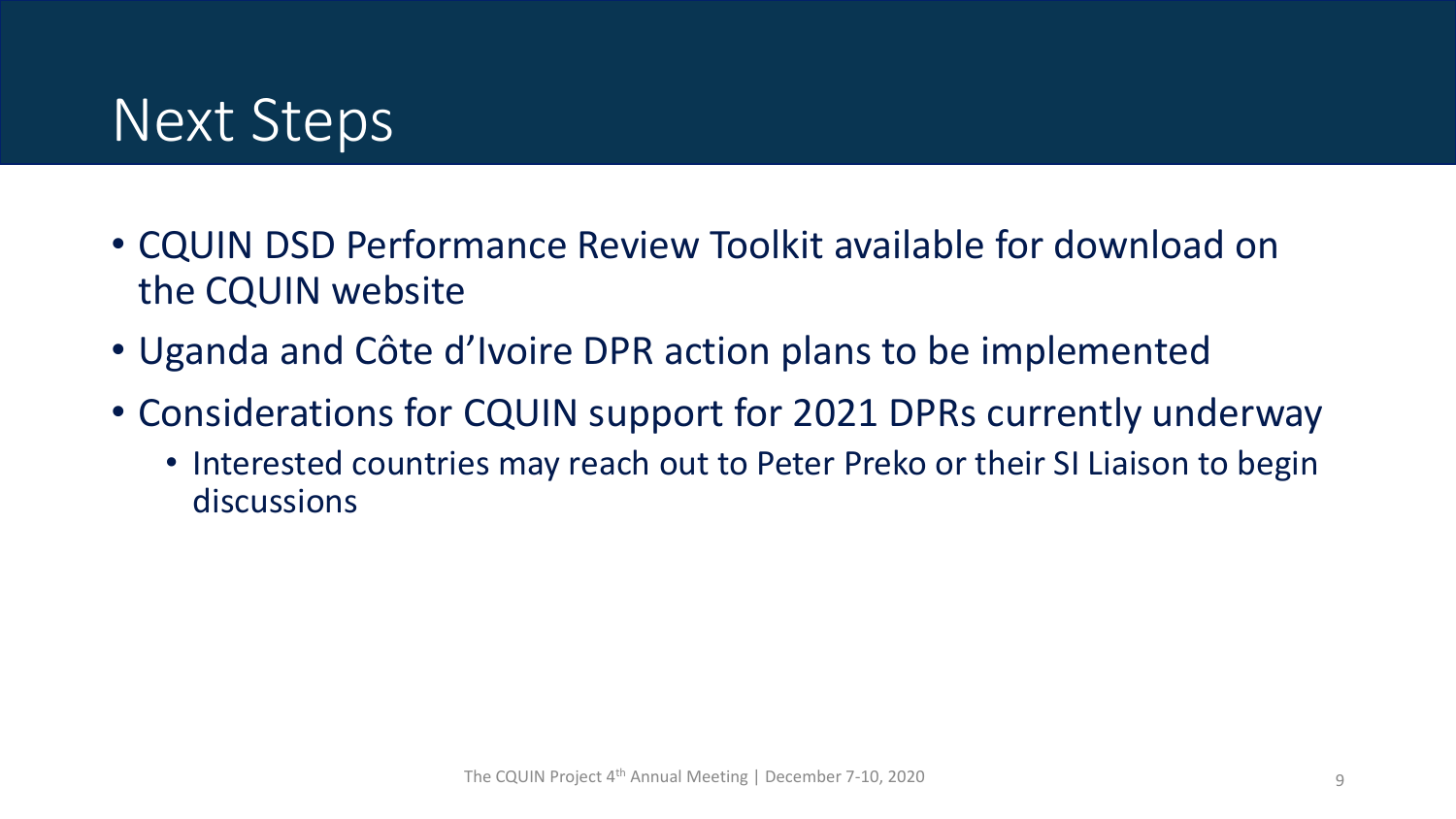# Next Steps

- CQUIN DSD Performance Review Toolkit available for download on the CQUIN website
- Uganda and Côte d'Ivoire DPR action plans to be implemented
- Considerations for CQUIN support for 2021 DPRs currently underway
  - Interested countries may reach out to Peter Preko or their SI Liaison to begin discussions